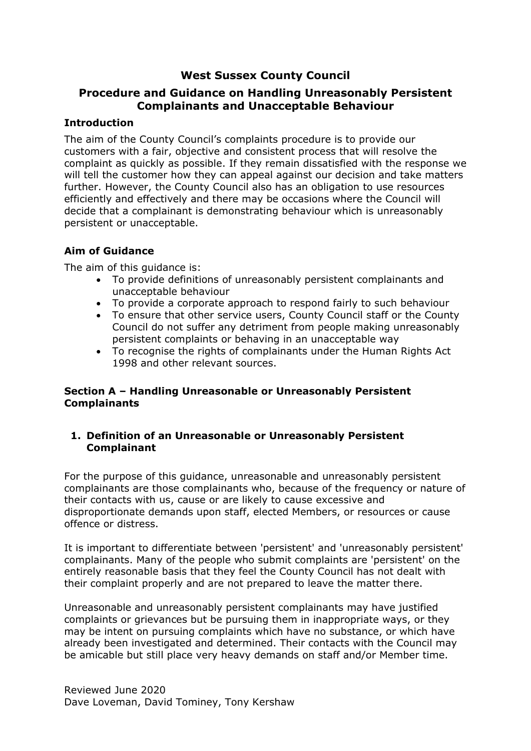# West Sussex County Council

## Procedure and Guidance on Handling Unreasonably Persistent Complainants and Unacceptable Behaviour

### Introduction

The aim of the County Council's complaints procedure is to provide our customers with a fair, objective and consistent process that will resolve the complaint as quickly as possible. If they remain dissatisfied with the response we will tell the customer how they can appeal against our decision and take matters further. However, the County Council also has an obligation to use resources efficiently and effectively and there may be occasions where the Council will decide that a complainant is demonstrating behaviour which is unreasonably persistent or unacceptable.

### Aim of Guidance

The aim of this guidance is:

- To provide definitions of unreasonably persistent complainants and unacceptable behaviour
- To provide a corporate approach to respond fairly to such behaviour
- To ensure that other service users, County Council staff or the County Council do not suffer any detriment from people making unreasonably persistent complaints or behaving in an unacceptable way
- To recognise the rights of complainants under the Human Rights Act 1998 and other relevant sources.

### Section A – Handling Unreasonable or Unreasonably Persistent Complainants

#### 1. Definition of an Unreasonable or Unreasonably Persistent Complainant

For the purpose of this guidance, unreasonable and unreasonably persistent complainants are those complainants who, because of the frequency or nature of their contacts with us, cause or are likely to cause excessive and disproportionate demands upon staff, elected Members, or resources or cause offence or distress.

It is important to differentiate between 'persistent' and 'unreasonably persistent' complainants. Many of the people who submit complaints are 'persistent' on the entirely reasonable basis that they feel the County Council has not dealt with their complaint properly and are not prepared to leave the matter there.

Unreasonable and unreasonably persistent complainants may have justified complaints or grievances but be pursuing them in inappropriate ways, or they may be intent on pursuing complaints which have no substance, or which have already been investigated and determined. Their contacts with the Council may be amicable but still place very heavy demands on staff and/or Member time.

Reviewed June 2020
Dave Loveman, David Tominey, Tony Kershaw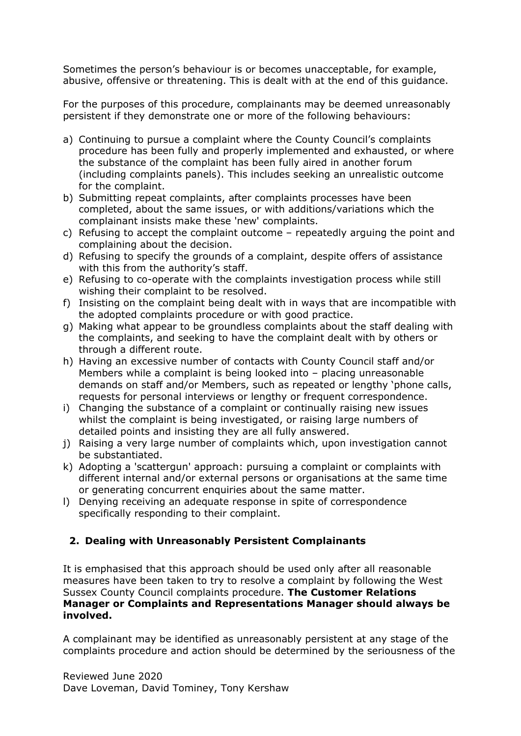Sometimes the person's behaviour is or becomes unacceptable, for example, abusive, offensive or threatening. This is dealt with at the end of this guidance.

For the purposes of this procedure, complainants may be deemed unreasonably persistent if they demonstrate one or more of the following behaviours:

a) Continuing to pursue a complaint where the County Council's complaints procedure has been fully and properly implemented and exhausted, or where the substance of the complaint has been fully aired in another forum (including complaints panels). This includes seeking an unrealistic outcome for the complaint.
b) Submitting repeat complaints, after complaints processes have been completed, about the same issues, or with additions/variations which the complainant insists make these 'new' complaints.
c) Refusing to accept the complaint outcome – repeatedly arguing the point and complaining about the decision.
d) Refusing to specify the grounds of a complaint, despite offers of assistance with this from the authority's staff.
e) Refusing to co-operate with the complaints investigation process while still wishing their complaint to be resolved.
f) Insisting on the complaint being dealt with in ways that are incompatible with the adopted complaints procedure or with good practice.
g) Making what appear to be groundless complaints about the staff dealing with the complaints, and seeking to have the complaint dealt with by others or through a different route.
h) Having an excessive number of contacts with County Council staff and/or Members while a complaint is being looked into – placing unreasonable demands on staff and/or Members, such as repeated or lengthy 'phone calls, requests for personal interviews or lengthy or frequent correspondence.
i) Changing the substance of a complaint or continually raising new issues whilst the complaint is being investigated, or raising large numbers of detailed points and insisting they are all fully answered.
j) Raising a very large number of complaints which, upon investigation cannot be substantiated.
k) Adopting a 'scattergun' approach: pursuing a complaint or complaints with different internal and/or external persons or organisations at the same time or generating concurrent enquiries about the same matter.
l) Denying receiving an adequate response in spite of correspondence specifically responding to their complaint.

## 2. Dealing with Unreasonably Persistent Complainants

It is emphasised that this approach should be used only after all reasonable measures have been taken to try to resolve a complaint by following the West Sussex County Council complaints procedure. **The Customer Relations Manager or Complaints and Representations Manager should always be involved.**

A complainant may be identified as unreasonably persistent at any stage of the complaints procedure and action should be determined by the seriousness of the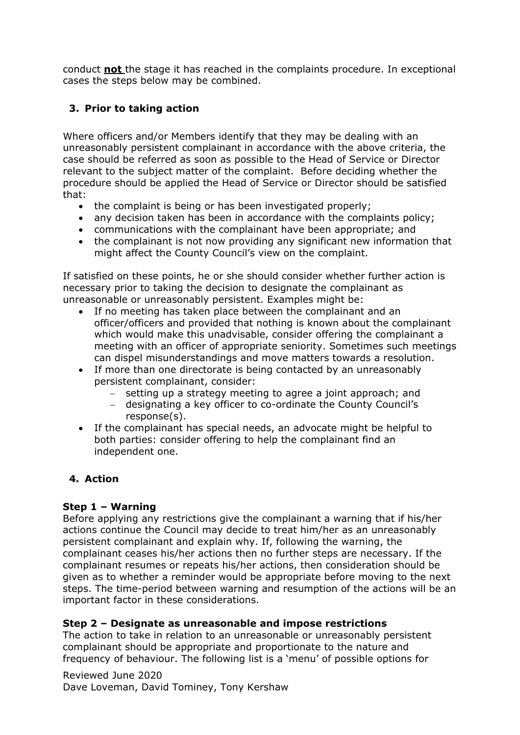conduct **not** the stage it has reached in the complaints procedure. In exceptional cases the steps below may be combined.

## 3. Prior to taking action

Where officers and/or Members identify that they may be dealing with an unreasonably persistent complainant in accordance with the above criteria, the case should be referred as soon as possible to the Head of Service or Director relevant to the subject matter of the complaint. Before deciding whether the procedure should be applied the Head of Service or Director should be satisfied that:

- the complaint is being or has been investigated properly;
- any decision taken has been in accordance with the complaints policy;
- communications with the complainant have been appropriate; and
- the complainant is not now providing any significant new information that might affect the County Council's view on the complaint.

If satisfied on these points, he or she should consider whether further action is necessary prior to taking the decision to designate the complainant as unreasonable or unreasonably persistent. Examples might be:

- If no meeting has taken place between the complainant and an officer/officers and provided that nothing is known about the complainant which would make this unadvisable, consider offering the complainant a meeting with an officer of appropriate seniority. Sometimes such meetings can dispel misunderstandings and move matters towards a resolution.
- If more than one directorate is being contacted by an unreasonably persistent complainant, consider:
  - setting up a strategy meeting to agree a joint approach; and
  - designating a key officer to co-ordinate the County Council's response(s).
- If the complainant has special needs, an advocate might be helpful to both parties: consider offering to help the complainant find an independent one.

## 4. Action

**Step 1 – Warning**
Before applying any restrictions give the complainant a warning that if his/her actions continue the Council may decide to treat him/her as an unreasonably persistent complainant and explain why. If, following the warning, the complainant ceases his/her actions then no further steps are necessary. If the complainant resumes or repeats his/her actions, then consideration should be given as to whether a reminder would be appropriate before moving to the next steps. The time-period between warning and resumption of the actions will be an important factor in these considerations.

**Step 2 – Designate as unreasonable and impose restrictions**
The action to take in relation to an unreasonable or unreasonably persistent complainant should be appropriate and proportionate to the nature and frequency of behaviour. The following list is a 'menu' of possible options for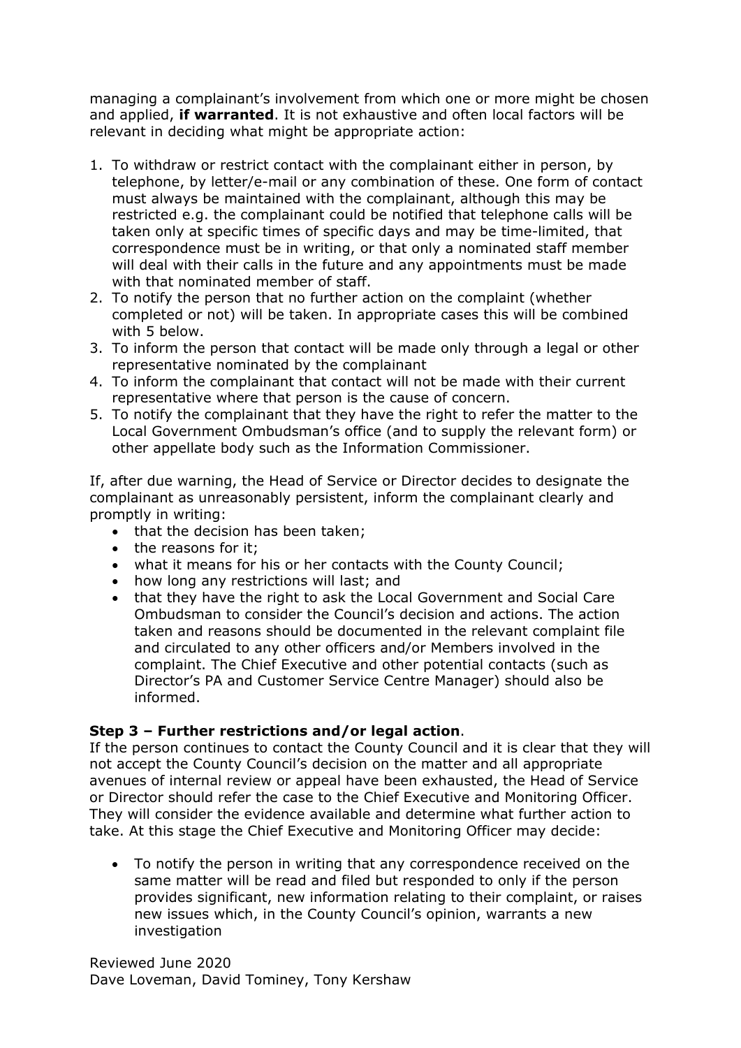managing a complainant's involvement from which one or more might be chosen and applied, **if warranted**. It is not exhaustive and often local factors will be relevant in deciding what might be appropriate action:

1. To withdraw or restrict contact with the complainant either in person, by telephone, by letter/e-mail or any combination of these. One form of contact must always be maintained with the complainant, although this may be restricted e.g. the complainant could be notified that telephone calls will be taken only at specific times of specific days and may be time-limited, that correspondence must be in writing, or that only a nominated staff member will deal with their calls in the future and any appointments must be made with that nominated member of staff.
2. To notify the person that no further action on the complaint (whether completed or not) will be taken. In appropriate cases this will be combined with 5 below.
3. To inform the person that contact will be made only through a legal or other representative nominated by the complainant
4. To inform the complainant that contact will not be made with their current representative where that person is the cause of concern.
5. To notify the complainant that they have the right to refer the matter to the Local Government Ombudsman's office (and to supply the relevant form) or other appellate body such as the Information Commissioner.

If, after due warning, the Head of Service or Director decides to designate the complainant as unreasonably persistent, inform the complainant clearly and promptly in writing:

- that the decision has been taken;
- the reasons for it;
- what it means for his or her contacts with the County Council;
- how long any restrictions will last; and
- that they have the right to ask the Local Government and Social Care Ombudsman to consider the Council's decision and actions. The action taken and reasons should be documented in the relevant complaint file and circulated to any other officers and/or Members involved in the complaint. The Chief Executive and other potential contacts (such as Director's PA and Customer Service Centre Manager) should also be informed.

**Step 3 – Further restrictions and/or legal action**.

If the person continues to contact the County Council and it is clear that they will not accept the County Council's decision on the matter and all appropriate avenues of internal review or appeal have been exhausted, the Head of Service or Director should refer the case to the Chief Executive and Monitoring Officer. They will consider the evidence available and determine what further action to take. At this stage the Chief Executive and Monitoring Officer may decide:

- To notify the person in writing that any correspondence received on the same matter will be read and filed but responded to only if the person provides significant, new information relating to their complaint, or raises new issues which, in the County Council's opinion, warrants a new investigation

Reviewed June 2020
Dave Loveman, David Tominey, Tony Kershaw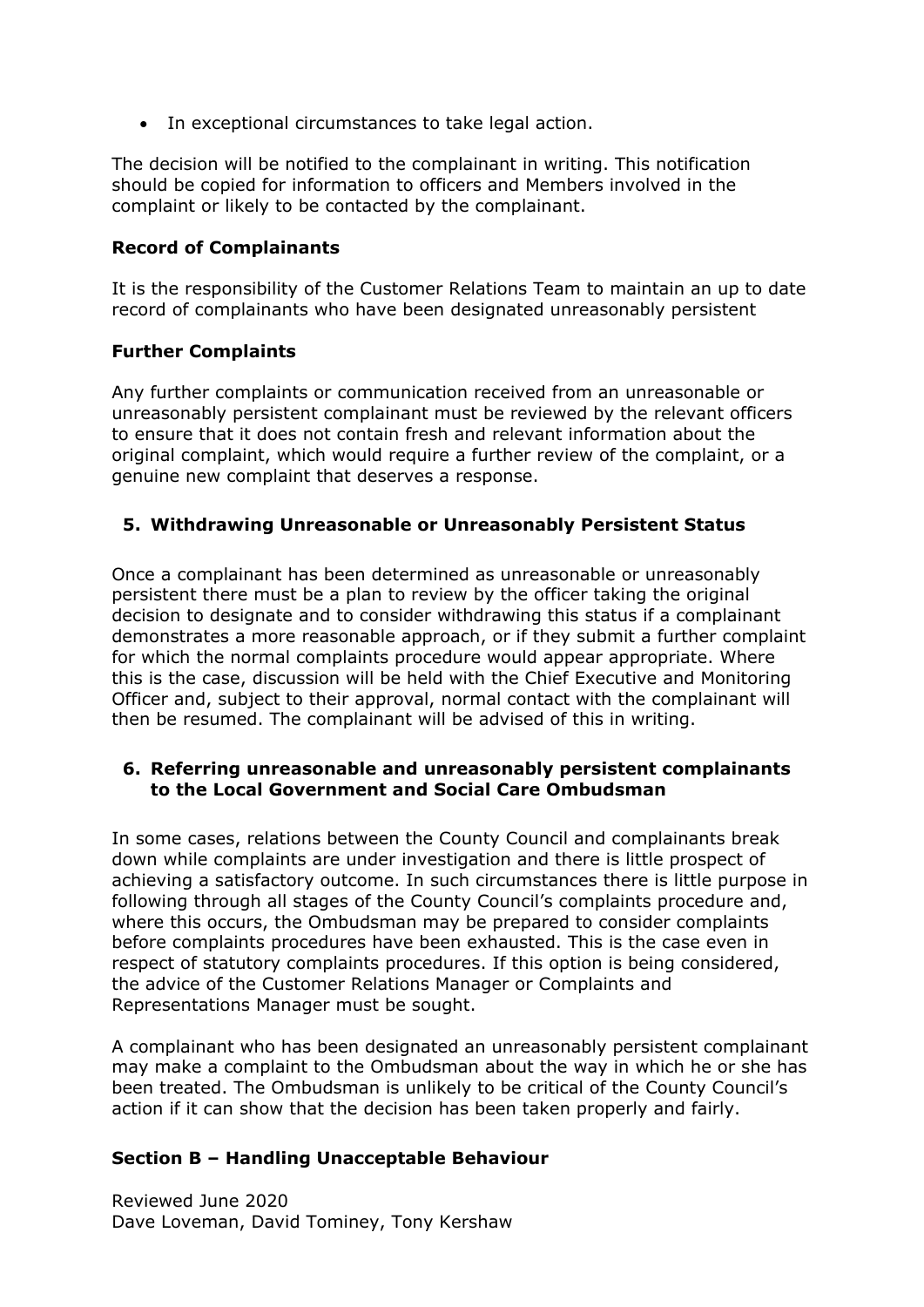- In exceptional circumstances to take legal action.

The decision will be notified to the complainant in writing. This notification should be copied for information to officers and Members involved in the complaint or likely to be contacted by the complainant.

**Record of Complainants**

It is the responsibility of the Customer Relations Team to maintain an up to date record of complainants who have been designated unreasonably persistent

**Further Complaints**

Any further complaints or communication received from an unreasonable or unreasonably persistent complainant must be reviewed by the relevant officers to ensure that it does not contain fresh and relevant information about the original complaint, which would require a further review of the complaint, or a genuine new complaint that deserves a response.

## 5. Withdrawing Unreasonable or Unreasonably Persistent Status

Once a complainant has been determined as unreasonable or unreasonably persistent there must be a plan to review by the officer taking the original decision to designate and to consider withdrawing this status if a complainant demonstrates a more reasonable approach, or if they submit a further complaint for which the normal complaints procedure would appear appropriate. Where this is the case, discussion will be held with the Chief Executive and Monitoring Officer and, subject to their approval, normal contact with the complainant will then be resumed. The complainant will be advised of this in writing.

## 6. Referring unreasonable and unreasonably persistent complainants to the Local Government and Social Care Ombudsman

In some cases, relations between the County Council and complainants break down while complaints are under investigation and there is little prospect of achieving a satisfactory outcome. In such circumstances there is little purpose in following through all stages of the County Council's complaints procedure and, where this occurs, the Ombudsman may be prepared to consider complaints before complaints procedures have been exhausted. This is the case even in respect of statutory complaints procedures. If this option is being considered, the advice of the Customer Relations Manager or Complaints and Representations Manager must be sought.

A complainant who has been designated an unreasonably persistent complainant may make a complaint to the Ombudsman about the way in which he or she has been treated. The Ombudsman is unlikely to be critical of the County Council's action if it can show that the decision has been taken properly and fairly.

## Section B – Handling Unacceptable Behaviour

Reviewed June 2020
Dave Loveman, David Tominey, Tony Kershaw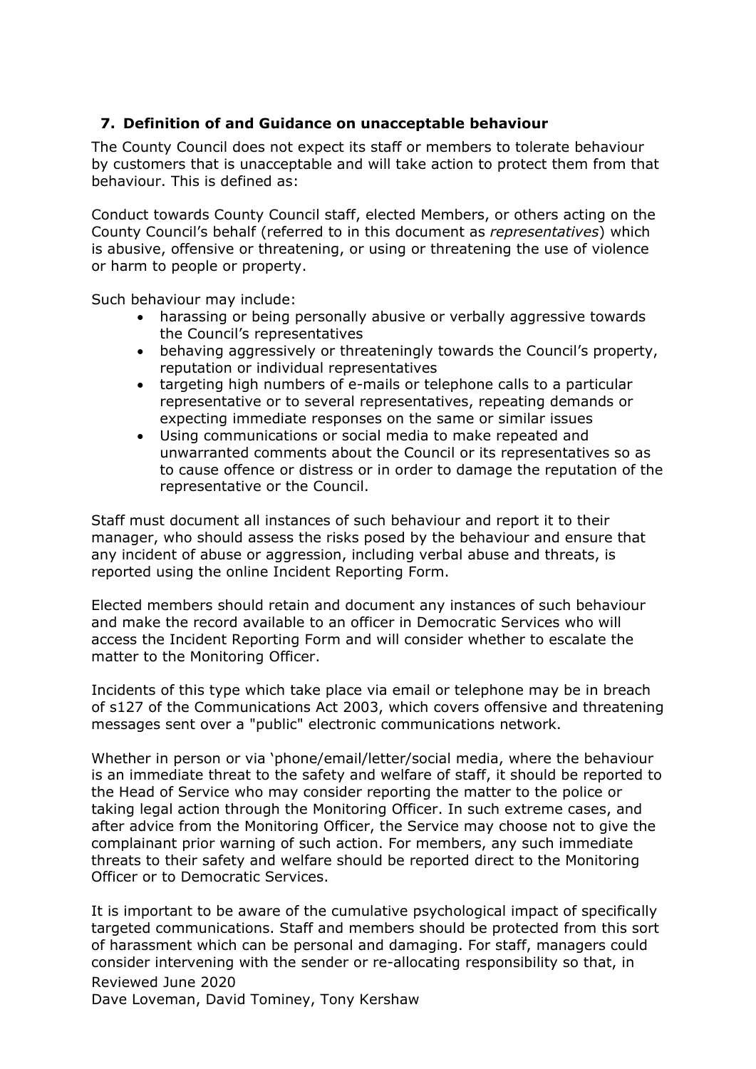## 7. Definition of and Guidance on unacceptable behaviour

The County Council does not expect its staff or members to tolerate behaviour by customers that is unacceptable and will take action to protect them from that behaviour. This is defined as:

Conduct towards County Council staff, elected Members, or others acting on the County Council's behalf (referred to in this document as *representatives*) which is abusive, offensive or threatening, or using or threatening the use of violence or harm to people or property.

Such behaviour may include:

- harassing or being personally abusive or verbally aggressive towards the Council's representatives
- behaving aggressively or threateningly towards the Council's property, reputation or individual representatives
- targeting high numbers of e-mails or telephone calls to a particular representative or to several representatives, repeating demands or expecting immediate responses on the same or similar issues
- Using communications or social media to make repeated and unwarranted comments about the Council or its representatives so as to cause offence or distress or in order to damage the reputation of the representative or the Council.

Staff must document all instances of such behaviour and report it to their manager, who should assess the risks posed by the behaviour and ensure that any incident of abuse or aggression, including verbal abuse and threats, is reported using the online Incident Reporting Form.

Elected members should retain and document any instances of such behaviour and make the record available to an officer in Democratic Services who will access the Incident Reporting Form and will consider whether to escalate the matter to the Monitoring Officer.

Incidents of this type which take place via email or telephone may be in breach of s127 of the Communications Act 2003, which covers offensive and threatening messages sent over a "public" electronic communications network.

Whether in person or via 'phone/email/letter/social media, where the behaviour is an immediate threat to the safety and welfare of staff, it should be reported to the Head of Service who may consider reporting the matter to the police or taking legal action through the Monitoring Officer. In such extreme cases, and after advice from the Monitoring Officer, the Service may choose not to give the complainant prior warning of such action. For members, any such immediate threats to their safety and welfare should be reported direct to the Monitoring Officer or to Democratic Services.

It is important to be aware of the cumulative psychological impact of specifically targeted communications. Staff and members should be protected from this sort of harassment which can be personal and damaging. For staff, managers could consider intervening with the sender or re-allocating responsibility so that, in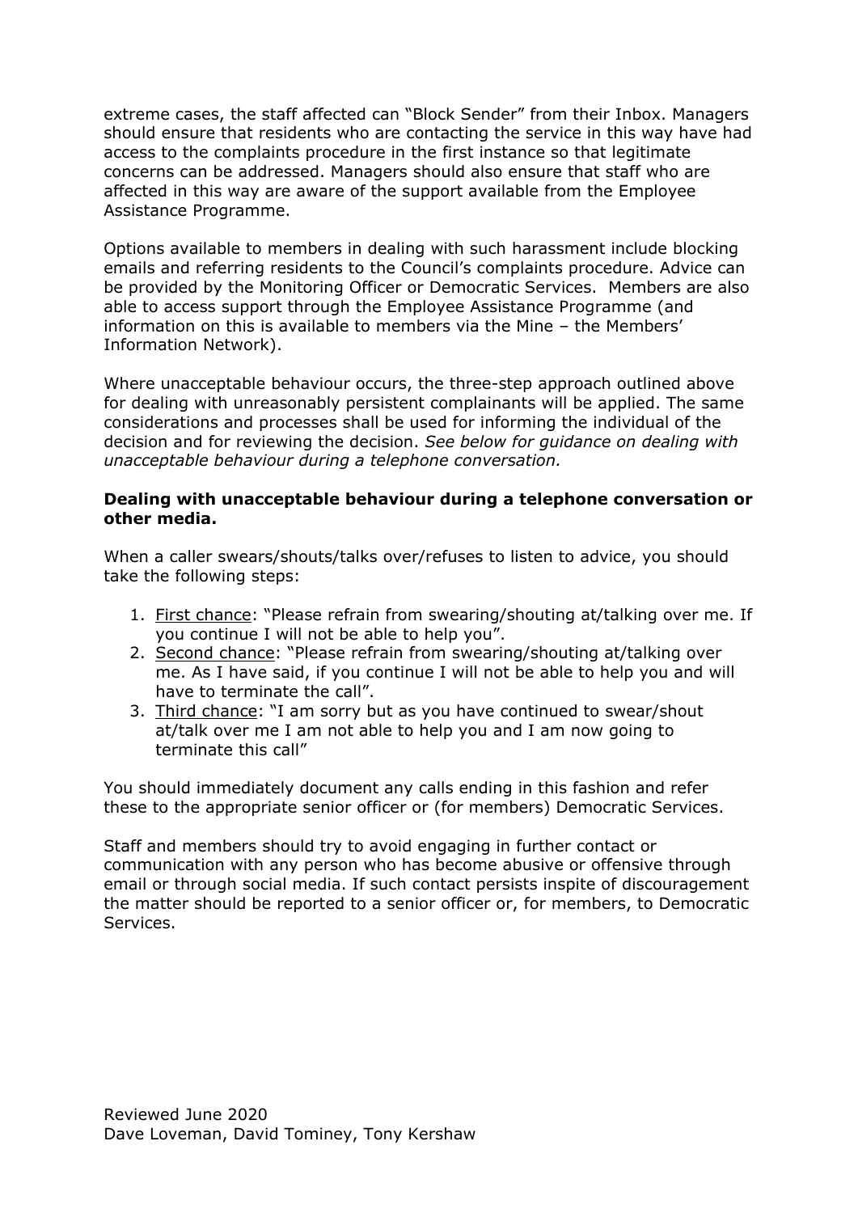extreme cases, the staff affected can "Block Sender" from their Inbox. Managers should ensure that residents who are contacting the service in this way have had access to the complaints procedure in the first instance so that legitimate concerns can be addressed. Managers should also ensure that staff who are affected in this way are aware of the support available from the Employee Assistance Programme.

Options available to members in dealing with such harassment include blocking emails and referring residents to the Council's complaints procedure. Advice can be provided by the Monitoring Officer or Democratic Services. Members are also able to access support through the Employee Assistance Programme (and information on this is available to members via the Mine – the Members' Information Network).

Where unacceptable behaviour occurs, the three-step approach outlined above for dealing with unreasonably persistent complainants will be applied. The same considerations and processes shall be used for informing the individual of the decision and for reviewing the decision. *See below for guidance on dealing with unacceptable behaviour during a telephone conversation.*

**Dealing with unacceptable behaviour during a telephone conversation or other media.**

When a caller swears/shouts/talks over/refuses to listen to advice, you should take the following steps:

1. <u>First chance</u>: "Please refrain from swearing/shouting at/talking over me. If you continue I will not be able to help you".
2. <u>Second chance</u>: "Please refrain from swearing/shouting at/talking over me. As I have said, if you continue I will not be able to help you and will have to terminate the call".
3. <u>Third chance</u>: "I am sorry but as you have continued to swear/shout at/talk over me I am not able to help you and I am now going to terminate this call"

You should immediately document any calls ending in this fashion and refer these to the appropriate senior officer or (for members) Democratic Services.

Staff and members should try to avoid engaging in further contact or communication with any person who has become abusive or offensive through email or through social media. If such contact persists inspite of discouragement the matter should be reported to a senior officer or, for members, to Democratic Services.

Reviewed June 2020
Dave Loveman, David Tominey, Tony Kershaw